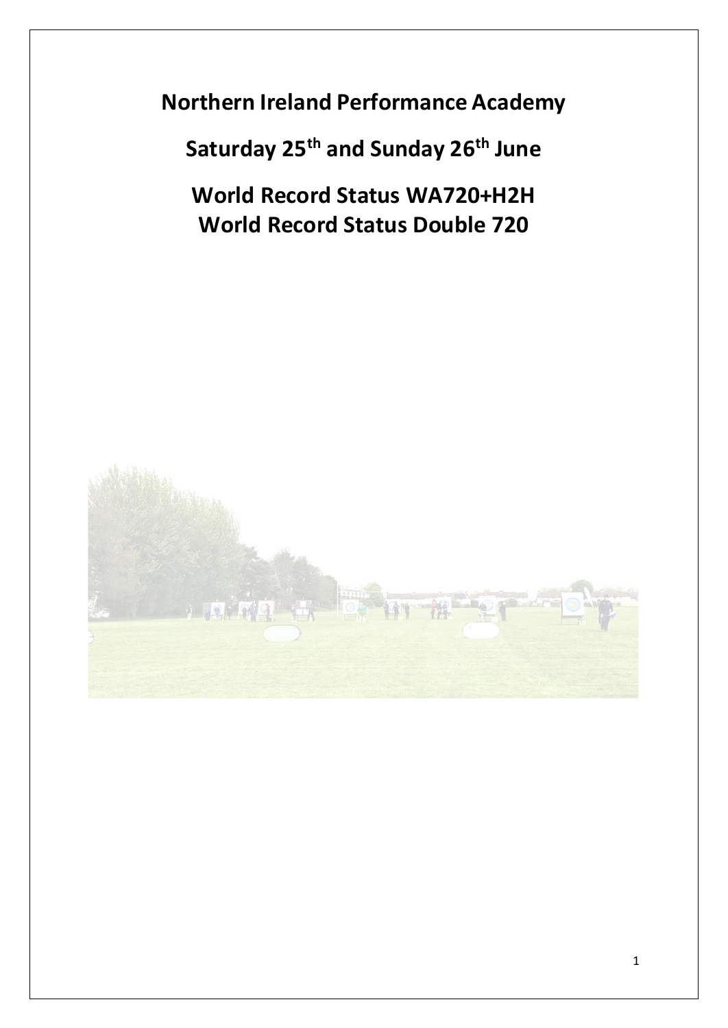# Northern Ireland Performance Academy

## Saturday 25th and Sunday 26th June

## World Record Status WA720+H2H
## World Record Status Double 720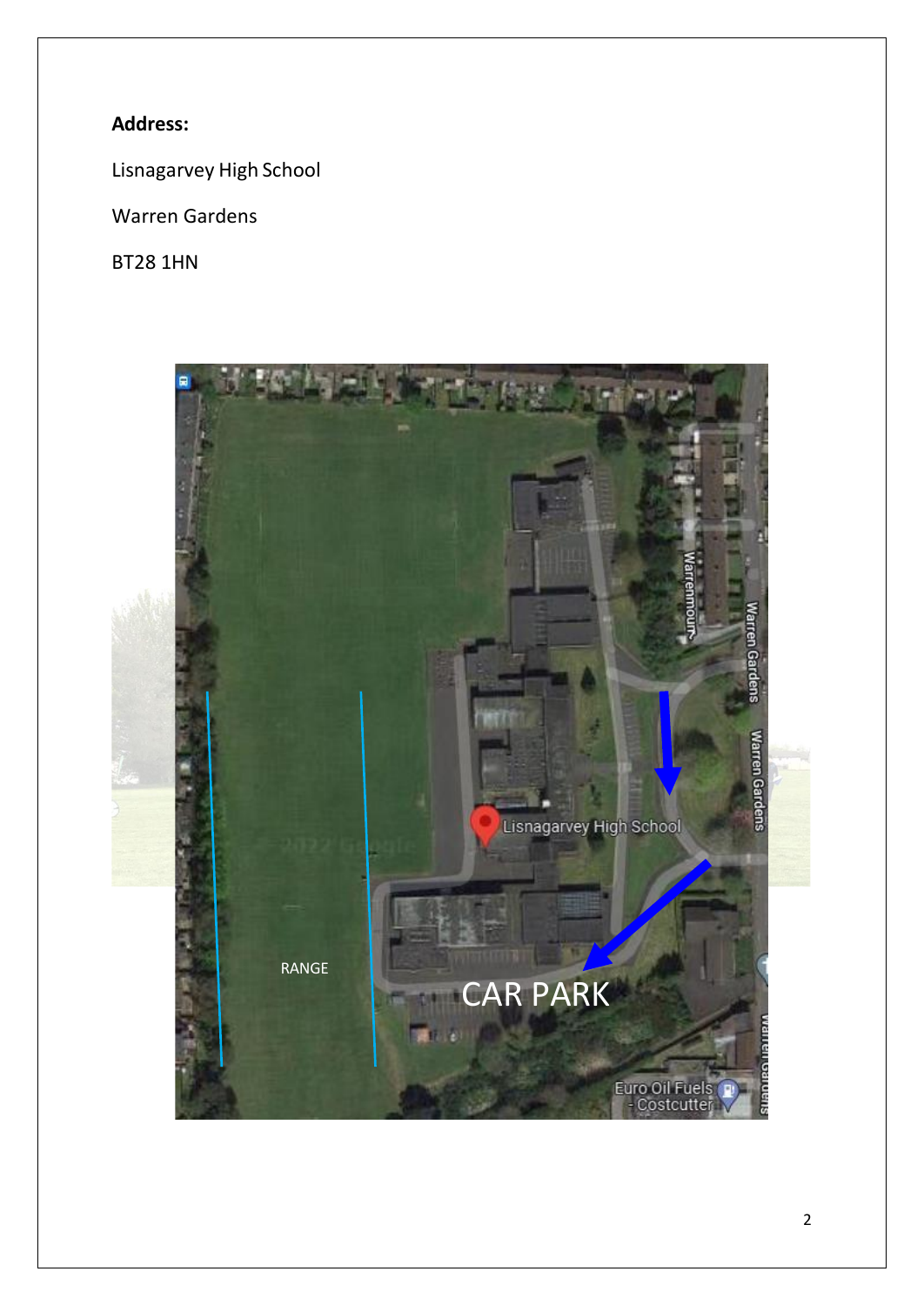**Address:**

Lisnagarvey High School

Warren Gardens

BT28 1HN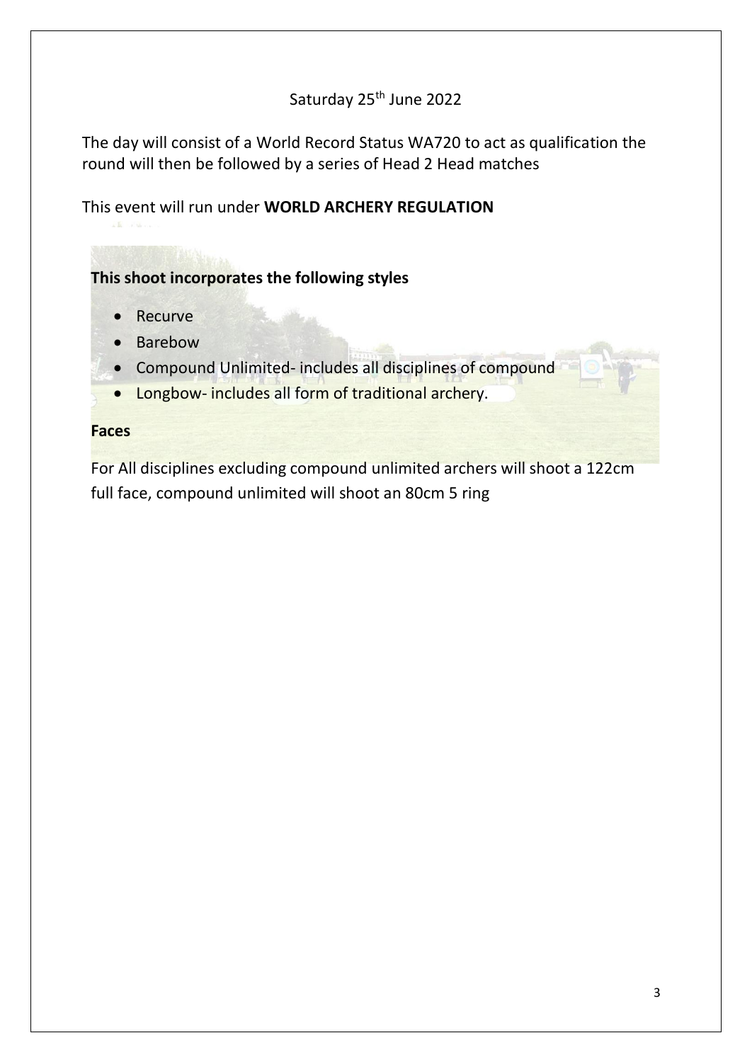Saturday 25th June 2022

The day will consist of a World Record Status WA720 to act as qualification the round will then be followed by a series of Head 2 Head matches

This event will run under **WORLD ARCHERY REGULATION**

**This shoot incorporates the following styles**

- Recurve
- Barebow
- Compound Unlimited- includes all disciplines of compound
- Longbow- includes all form of traditional archery.

**Faces**

For All disciplines excluding compound unlimited archers will shoot a 122cm full face, compound unlimited will shoot an 80cm 5 ring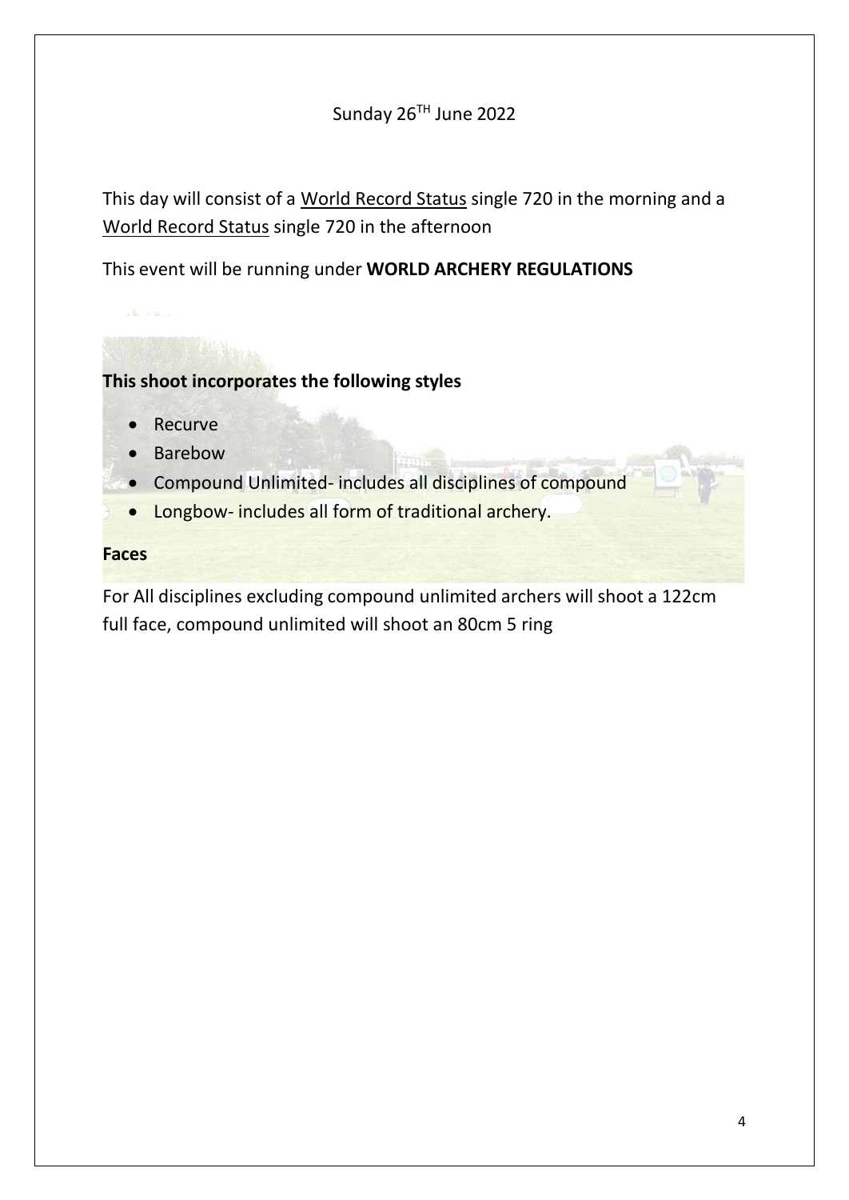Sunday 26TH June 2022

This day will consist of a World Record Status single 720 in the morning and a World Record Status single 720 in the afternoon

This event will be running under **WORLD ARCHERY REGULATIONS**

**This shoot incorporates the following styles**

- Recurve
- Barebow
- Compound Unlimited- includes all disciplines of compound
- Longbow- includes all form of traditional archery.

**Faces**

For All disciplines excluding compound unlimited archers will shoot a 122cm full face, compound unlimited will shoot an 80cm 5 ring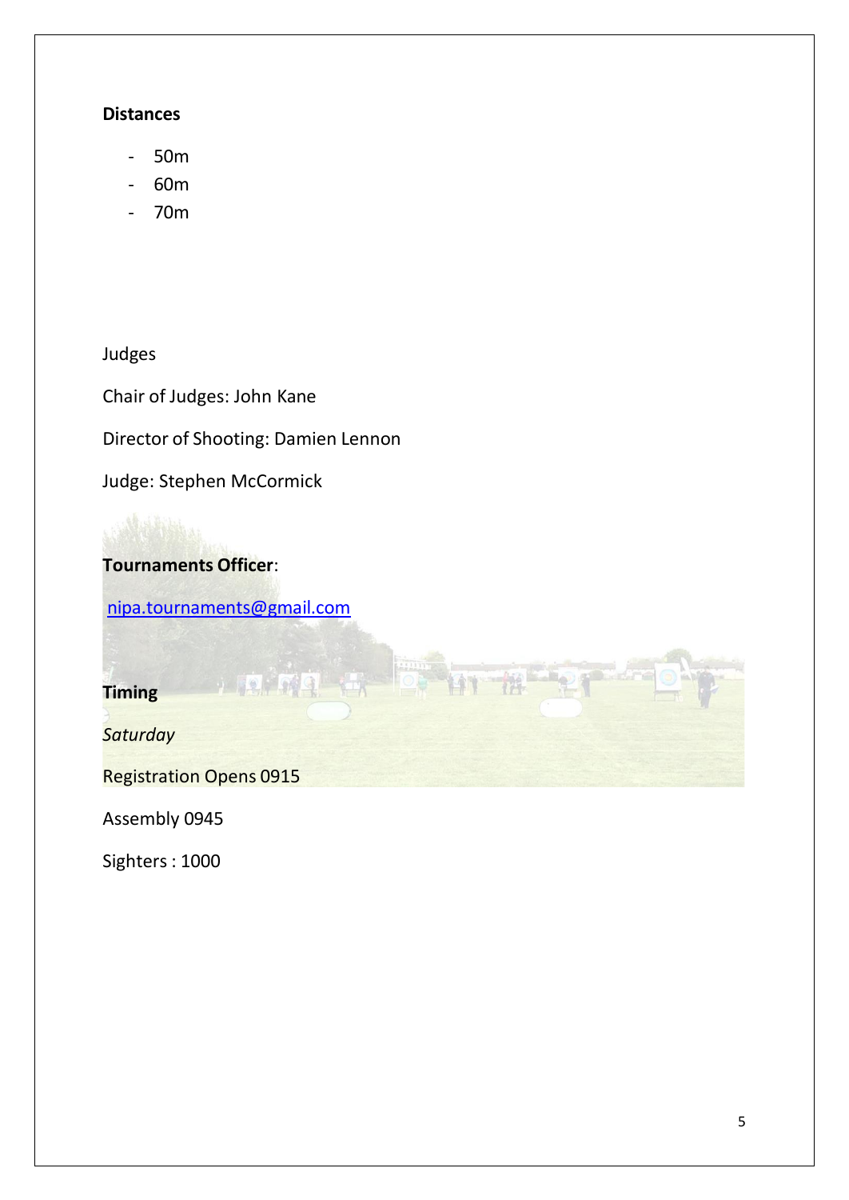**Distances**

- 50m
- 60m
- 70m

Judges

Chair of Judges: John Kane

Director of Shooting: Damien Lennon

Judge: Stephen McCormick

**Tournaments Officer**:

nipa.tournaments@gmail.com

**Timing**

*Saturday*

Registration Opens 0915

Assembly 0945

Sighters : 1000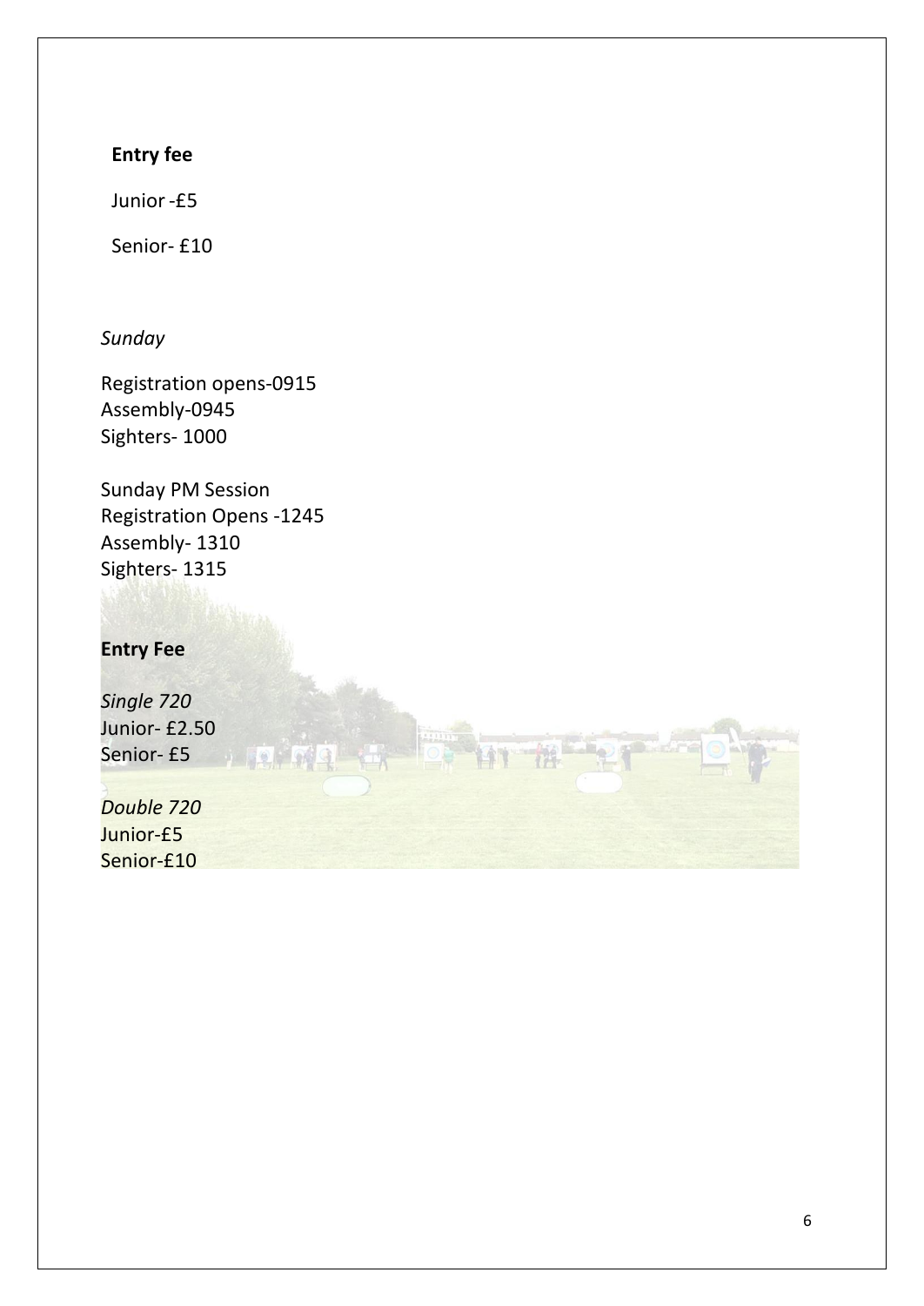**Entry fee**

Junior -£5

Senior- £10

*Sunday*

Registration opens-0915
Assembly-0945
Sighters- 1000

Sunday PM Session
Registration Opens -1245
Assembly- 1310
Sighters- 1315

**Entry Fee**

*Single 720*
Junior- £2.50
Senior- £5

*Double 720*
Junior-£5
Senior-£10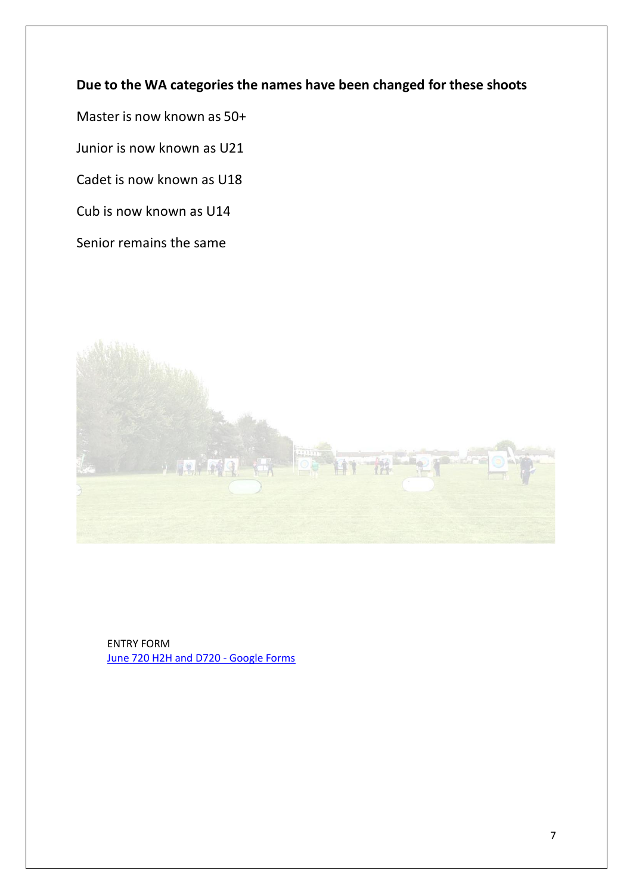**Due to the WA categories the names have been changed for these shoots**

Master is now known as 50+

Junior is now known as U21

Cadet is now known as U18

Cub is now known as U14

Senior remains the same

ENTRY FORM
June 720 H2H and D720 - Google Forms